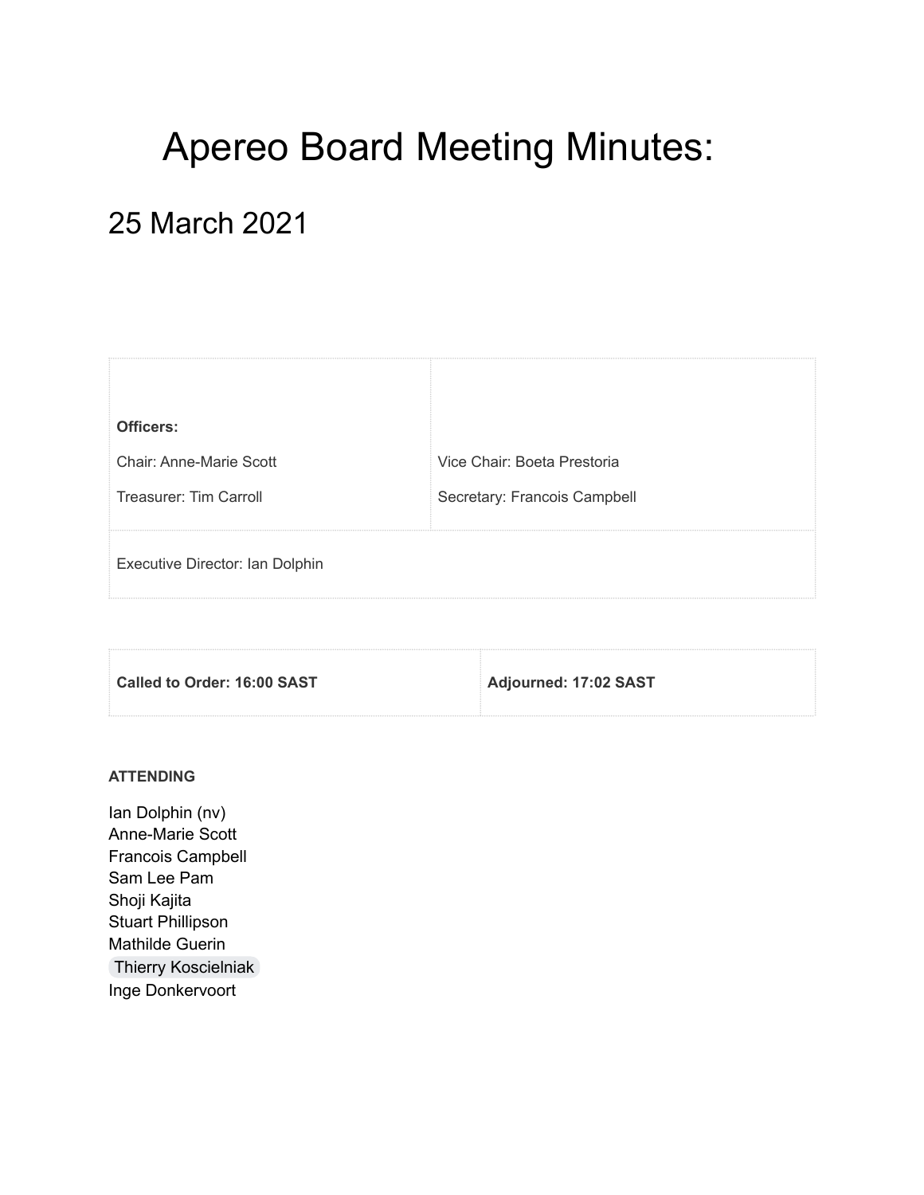# Apereo Board Meeting Minutes:

## 25 March 2021

| **Officers:** | |
| --- | --- |
| Chair: Anne-Marie Scott | Vice Chair: Boeta Prestoria |
| Treasurer: Tim Carroll | Secretary: Francois Campbell |
| Executive Director: Ian Dolphin | |

| **Called to Order: 16:00 SAST** | **Adjourned: 17:02 SAST** |
| --- | --- |

**ATTENDING**

Ian Dolphin (nv)
Anne-Marie Scott
Francois Campbell
Sam Lee Pam
Shoji Kajita
Stuart Phillipson
Mathilde Guerin
Thierry Koscielniak
Inge Donkervoort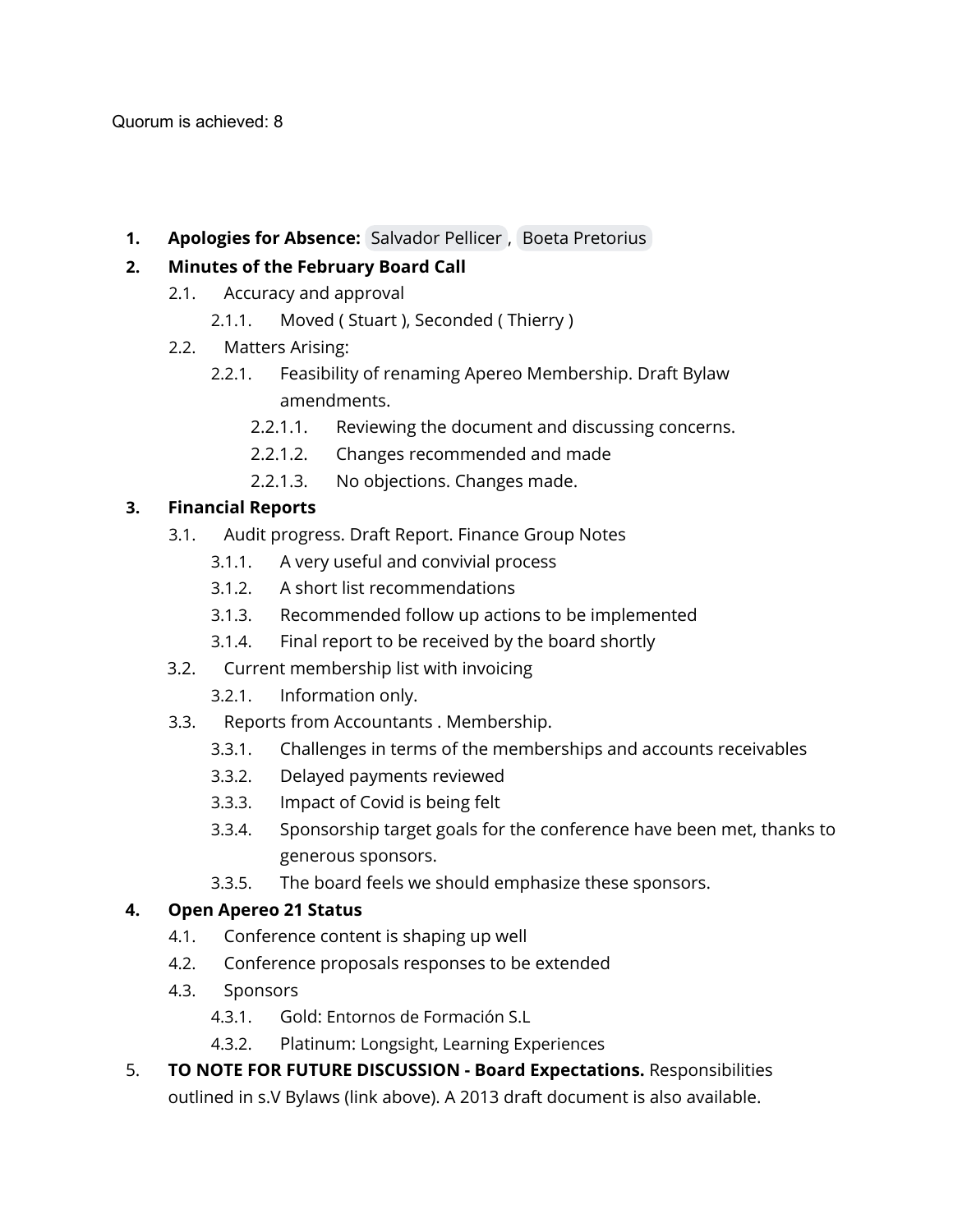Quorum is achieved: 8

1. **Apologies for Absence:** Salvador Pellicer , Boeta Pretorius
2. **Minutes of the February Board Call**
    - 2.1. Accuracy and approval
        - 2.1.1. Moved ( Stuart ), Seconded ( Thierry )
    - 2.2. Matters Arising:
        - 2.2.1. Feasibility of renaming Apereo Membership. Draft Bylaw amendments.
            - 2.2.1.1. Reviewing the document and discussing concerns.
            - 2.2.1.2. Changes recommended and made
            - 2.2.1.3. No objections. Changes made.
3. **Financial Reports**
    - 3.1. Audit progress. Draft Report. Finance Group Notes
        - 3.1.1. A very useful and convivial process
        - 3.1.2. A short list recommendations
        - 3.1.3. Recommended follow up actions to be implemented
        - 3.1.4. Final report to be received by the board shortly
    - 3.2. Current membership list with invoicing
        - 3.2.1. Information only.
    - 3.3. Reports from Accountants . Membership.
        - 3.3.1. Challenges in terms of the memberships and accounts receivables
        - 3.3.2. Delayed payments reviewed
        - 3.3.3. Impact of Covid is being felt
        - 3.3.4. Sponsorship target goals for the conference have been met, thanks to generous sponsors.
        - 3.3.5. The board feels we should emphasize these sponsors.
4. **Open Apereo 21 Status**
    - 4.1. Conference content is shaping up well
    - 4.2. Conference proposals responses to be extended
    - 4.3. Sponsors
        - 4.3.1. Gold: Entornos de Formación S.L
        - 4.3.2. Platinum: Longsight, Learning Experiences
5. **TO NOTE FOR FUTURE DISCUSSION - Board Expectations.** Responsibilities outlined in s.V Bylaws (link above). A 2013 draft document is also available.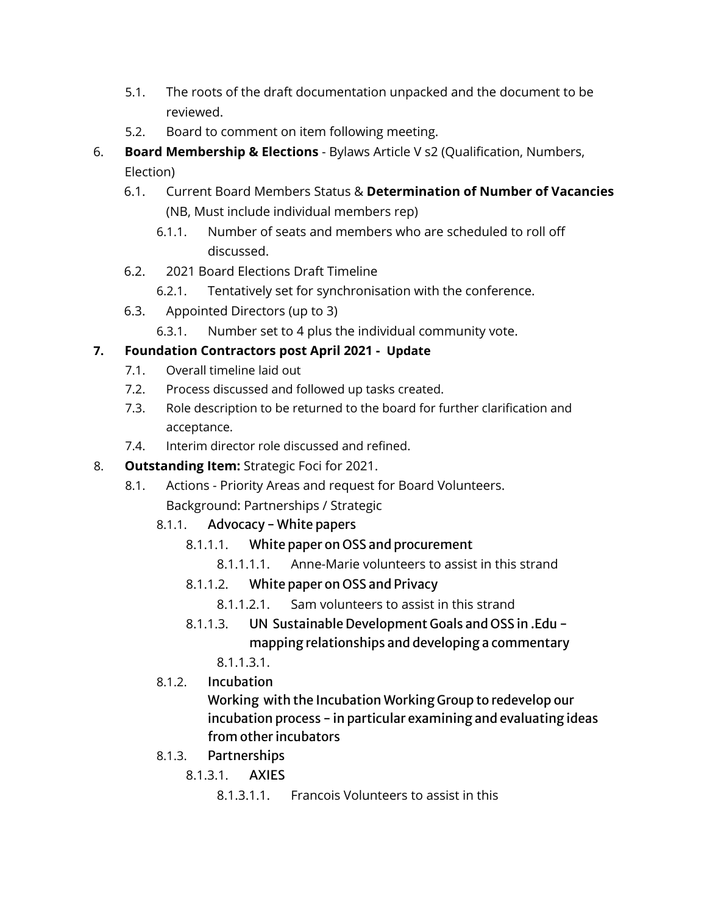- 5.1. The roots of the draft documentation unpacked and the document to be reviewed.
- 5.2. Board to comment on item following meeting.

6. **Board Membership & Elections** - Bylaws Article V s2 (Qualification, Numbers, Election)
   - 6.1. Current Board Members Status & **Determination of Number of Vacancies** (NB, Must include individual members rep)
     - 6.1.1. Number of seats and members who are scheduled to roll off discussed.
   - 6.2. 2021 Board Elections Draft Timeline
     - 6.2.1. Tentatively set for synchronisation with the conference.
   - 6.3. Appointed Directors (up to 3)
     - 6.3.1. Number set to 4 plus the individual community vote.

7. **Foundation Contractors post April 2021 - Update**
   - 7.1. Overall timeline laid out
   - 7.2. Process discussed and followed up tasks created.
   - 7.3. Role description to be returned to the board for further clarification and acceptance.
   - 7.4. Interim director role discussed and refined.

8. **Outstanding Item:** Strategic Foci for 2021.
   - 8.1. Actions - Priority Areas and request for Board Volunteers. Background: Partnerships / Strategic
     - 8.1.1. **Advocacy – White papers**
       - 8.1.1.1. **White paper on OSS and procurement**
         - 8.1.1.1.1. Anne-Marie volunteers to assist in this strand
       - 8.1.1.2. **White paper on OSS and Privacy**
         - 8.1.1.2.1. Sam volunteers to assist in this strand
       - 8.1.1.3. **UN Sustainable Development Goals and OSS in .Edu – mapping relationships and developing a commentary**
         - 8.1.1.3.1.
     - 8.1.2. **Incubation**
       **Working with the Incubation Working Group to redevelop our incubation process – in particular examining and evaluating ideas from other incubators**
     - 8.1.3. **Partnerships**
       - 8.1.3.1. **AXIES**
         - 8.1.3.1.1. Francois Volunteers to assist in this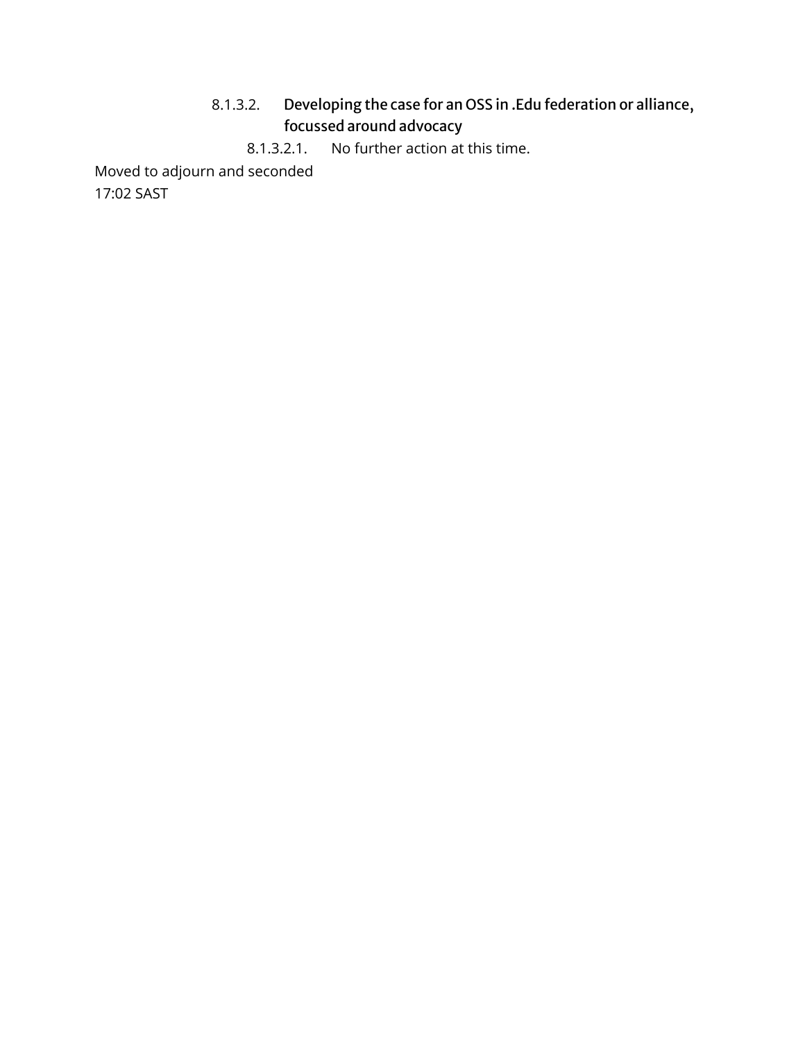8.1.3.2. **Developing the case for an OSS in .Edu federation or alliance, focussed around advocacy**

8.1.3.2.1. No further action at this time.

Moved to adjourn and seconded

17:02 SAST